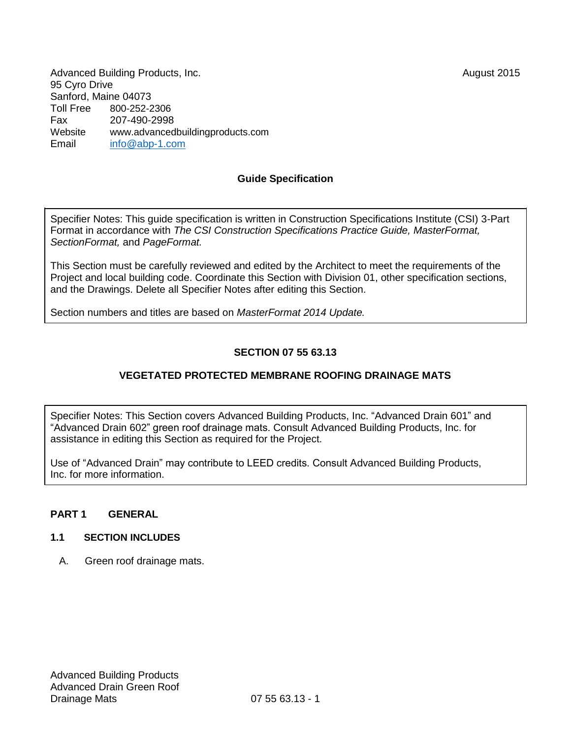Advanced Building Products, Inc.  
95 Cyro Drive  
Sanford, Maine 04073  
Toll Free 800-252-2306  
Fax 207-490-2998  
Website www.advancedbuildingproducts.com  
Email info@abp-1.com

August 2015

**Guide Specification**

> Specifier Notes: This guide specification is written in Construction Specifications Institute (CSI) 3-Part Format in accordance with *The CSI Construction Specifications Practice Guide, MasterFormat, SectionFormat,* and *PageFormat.*
>
> This Section must be carefully reviewed and edited by the Architect to meet the requirements of the Project and local building code. Coordinate this Section with Division 01, other specification sections, and the Drawings. Delete all Specifier Notes after editing this Section.
>
> Section numbers and titles are based on *MasterFormat 2014 Update.*

**SECTION 07 55 63.13**

**VEGETATED PROTECTED MEMBRANE ROOFING DRAINAGE MATS**

> Specifier Notes: This Section covers Advanced Building Products, Inc. "Advanced Drain 601" and "Advanced Drain 602" green roof drainage mats. Consult Advanced Building Products, Inc. for assistance in editing this Section as required for the Project.
>
> Use of "Advanced Drain" may contribute to LEED credits. Consult Advanced Building Products, Inc. for more information.

## PART 1 GENERAL

### 1.1 SECTION INCLUDES

A. Green roof drainage mats.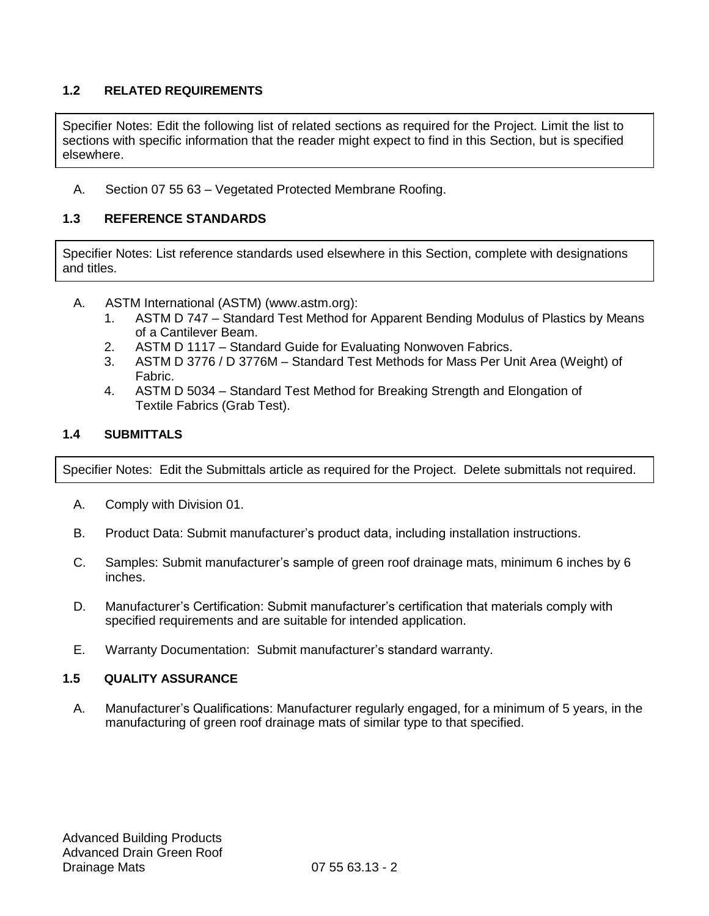### 1.2 RELATED REQUIREMENTS

Specifier Notes: Edit the following list of related sections as required for the Project. Limit the list to sections with specific information that the reader might expect to find in this Section, but is specified elsewhere.

A. Section 07 55 63 – Vegetated Protected Membrane Roofing.

### 1.3 REFERENCE STANDARDS

Specifier Notes: List reference standards used elsewhere in this Section, complete with designations and titles.

A. ASTM International (ASTM) (www.astm.org):
   1. ASTM D 747 – Standard Test Method for Apparent Bending Modulus of Plastics by Means of a Cantilever Beam.
   2. ASTM D 1117 – Standard Guide for Evaluating Nonwoven Fabrics.
   3. ASTM D 3776 / D 3776M – Standard Test Methods for Mass Per Unit Area (Weight) of Fabric.
   4. ASTM D 5034 – Standard Test Method for Breaking Strength and Elongation of Textile Fabrics (Grab Test).

### 1.4 SUBMITTALS

Specifier Notes: Edit the Submittals article as required for the Project. Delete submittals not required.

A. Comply with Division 01.

B. Product Data: Submit manufacturer's product data, including installation instructions.

C. Samples: Submit manufacturer's sample of green roof drainage mats, minimum 6 inches by 6 inches.

D. Manufacturer's Certification: Submit manufacturer's certification that materials comply with specified requirements and are suitable for intended application.

E. Warranty Documentation: Submit manufacturer's standard warranty.

### 1.5 QUALITY ASSURANCE

A. Manufacturer's Qualifications: Manufacturer regularly engaged, for a minimum of 5 years, in the manufacturing of green roof drainage mats of similar type to that specified.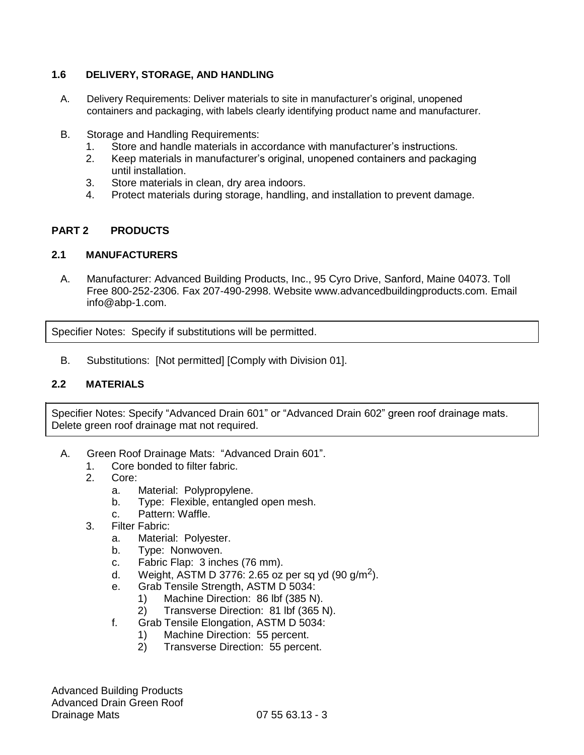### 1.6 DELIVERY, STORAGE, AND HANDLING

A. Delivery Requirements: Deliver materials to site in manufacturer's original, unopened containers and packaging, with labels clearly identifying product name and manufacturer.

B. Storage and Handling Requirements:
   1. Store and handle materials in accordance with manufacturer's instructions.
   2. Keep materials in manufacturer's original, unopened containers and packaging until installation.
   3. Store materials in clean, dry area indoors.
   4. Protect materials during storage, handling, and installation to prevent damage.

## PART 2 PRODUCTS

### 2.1 MANUFACTURERS

A. Manufacturer: Advanced Building Products, Inc., 95 Cyro Drive, Sanford, Maine 04073. Toll Free 800-252-2306. Fax 207-490-2998. Website www.advancedbuildingproducts.com. Email info@abp-1.com.

> Specifier Notes: Specify if substitutions will be permitted.

B. Substitutions: [Not permitted] [Comply with Division 01].

### 2.2 MATERIALS

> Specifier Notes: Specify "Advanced Drain 601" or "Advanced Drain 602" green roof drainage mats. Delete green roof drainage mat not required.

A. Green Roof Drainage Mats: "Advanced Drain 601".
   1. Core bonded to filter fabric.
   2. Core:
      a. Material: Polypropylene.
      b. Type: Flexible, entangled open mesh.
      c. Pattern: Waffle.
   3. Filter Fabric:
      a. Material: Polyester.
      b. Type: Nonwoven.
      c. Fabric Flap: 3 inches (76 mm).
      d. Weight, ASTM D 3776: 2.65 oz per sq yd (90 g/$m^2$).
      e. Grab Tensile Strength, ASTM D 5034:
         1) Machine Direction: 86 lbf (385 N).
         2) Transverse Direction: 81 lbf (365 N).
      f. Grab Tensile Elongation, ASTM D 5034:
         1) Machine Direction: 55 percent.
         2) Transverse Direction: 55 percent.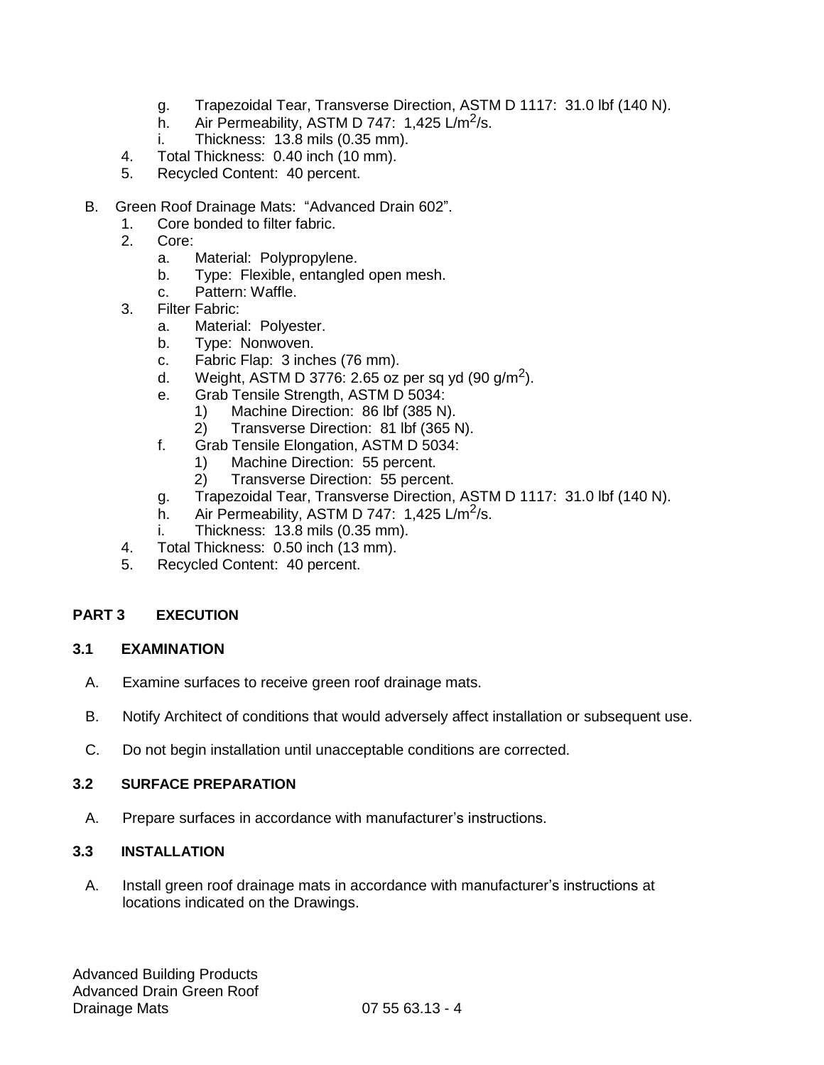g. Trapezoidal Tear, Transverse Direction, ASTM D 1117: 31.0 lbf (140 N).
h. Air Permeability, ASTM D 747: 1,425 L/m$^2$/s.
i. Thickness: 13.8 mils (0.35 mm).

4. Total Thickness: 0.40 inch (10 mm).
5. Recycled Content: 40 percent.

B. Green Roof Drainage Mats: "Advanced Drain 602".

1. Core bonded to filter fabric.
2. Core:
   a. Material: Polypropylene.
   b. Type: Flexible, entangled open mesh.
   c. Pattern: Waffle.
3. Filter Fabric:
   a. Material: Polyester.
   b. Type: Nonwoven.
   c. Fabric Flap: 3 inches (76 mm).
   d. Weight, ASTM D 3776: 2.65 oz per sq yd (90 g/m$^2$).
   e. Grab Tensile Strength, ASTM D 5034:
      1) Machine Direction: 86 lbf (385 N).
      2) Transverse Direction: 81 lbf (365 N).
   f. Grab Tensile Elongation, ASTM D 5034:
      1) Machine Direction: 55 percent.
      2) Transverse Direction: 55 percent.
   g. Trapezoidal Tear, Transverse Direction, ASTM D 1117: 31.0 lbf (140 N).
   h. Air Permeability, ASTM D 747: 1,425 L/m$^2$/s.
   i. Thickness: 13.8 mils (0.35 mm).
4. Total Thickness: 0.50 inch (13 mm).
5. Recycled Content: 40 percent.

## PART 3 EXECUTION

### 3.1 EXAMINATION

A. Examine surfaces to receive green roof drainage mats.

B. Notify Architect of conditions that would adversely affect installation or subsequent use.

C. Do not begin installation until unacceptable conditions are corrected.

### 3.2 SURFACE PREPARATION

A. Prepare surfaces in accordance with manufacturer's instructions.

### 3.3 INSTALLATION

A. Install green roof drainage mats in accordance with manufacturer's instructions at locations indicated on the Drawings.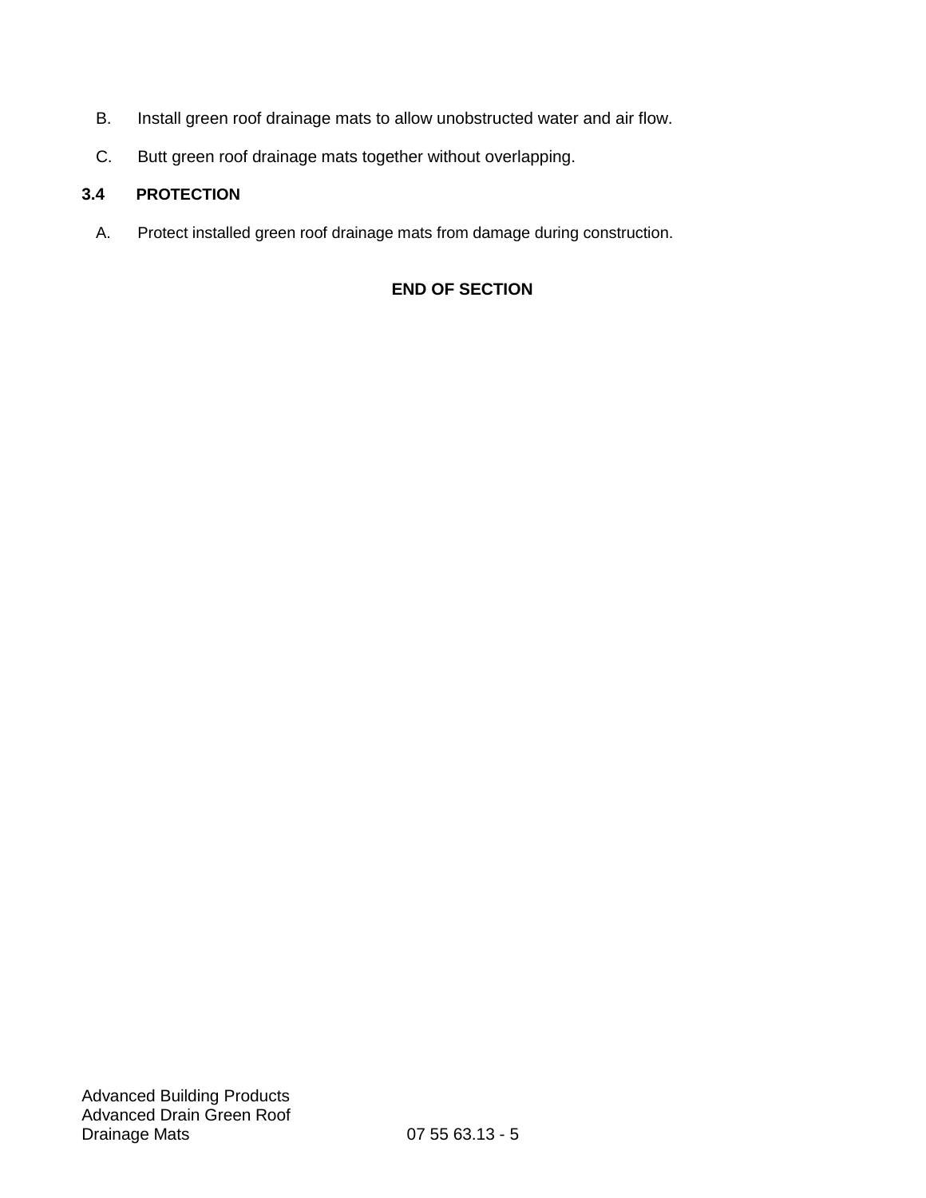B. Install green roof drainage mats to allow unobstructed water and air flow.

C. Butt green roof drainage mats together without overlapping.

## 3.4 PROTECTION

A. Protect installed green roof drainage mats from damage during construction.

**END OF SECTION**